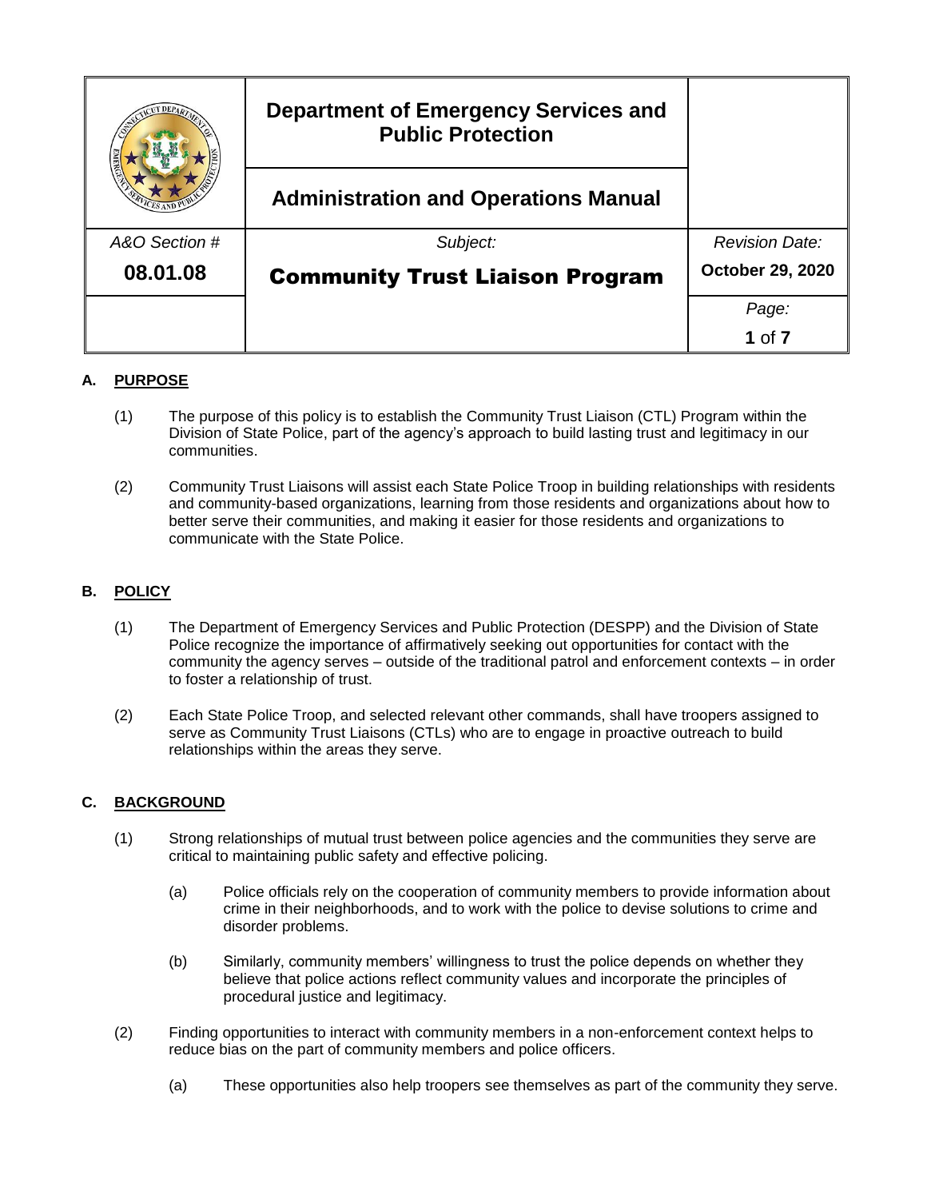| | Department of Emergency Services and Public Protection | |
|---|---|---|
| | Administration and Operations Manual | |
| *A&O Section #* | *Subject:* | *Revision Date:* |
| **08.01.08** | **Community Trust Liaison Program** | **October 29, 2020** |

## A. PURPOSE

(1) The purpose of this policy is to establish the Community Trust Liaison (CTL) Program within the Division of State Police, part of the agency's approach to build lasting trust and legitimacy in our communities.

(2) Community Trust Liaisons will assist each State Police Troop in building relationships with residents and community-based organizations, learning from those residents and organizations about how to better serve their communities, and making it easier for those residents and organizations to communicate with the State Police.

## B. POLICY

(1) The Department of Emergency Services and Public Protection (DESPP) and the Division of State Police recognize the importance of affirmatively seeking out opportunities for contact with the community the agency serves – outside of the traditional patrol and enforcement contexts – in order to foster a relationship of trust.

(2) Each State Police Troop, and selected relevant other commands, shall have troopers assigned to serve as Community Trust Liaisons (CTLs) who are to engage in proactive outreach to build relationships within the areas they serve.

## C. BACKGROUND

(1) Strong relationships of mutual trust between police agencies and the communities they serve are critical to maintaining public safety and effective policing.

- (a) Police officials rely on the cooperation of community members to provide information about crime in their neighborhoods, and to work with the police to devise solutions to crime and disorder problems.
- (b) Similarly, community members' willingness to trust the police depends on whether they believe that police actions reflect community values and incorporate the principles of procedural justice and legitimacy.

(2) Finding opportunities to interact with community members in a non-enforcement context helps to reduce bias on the part of community members and police officers.

- (a) These opportunities also help troopers see themselves as part of the community they serve.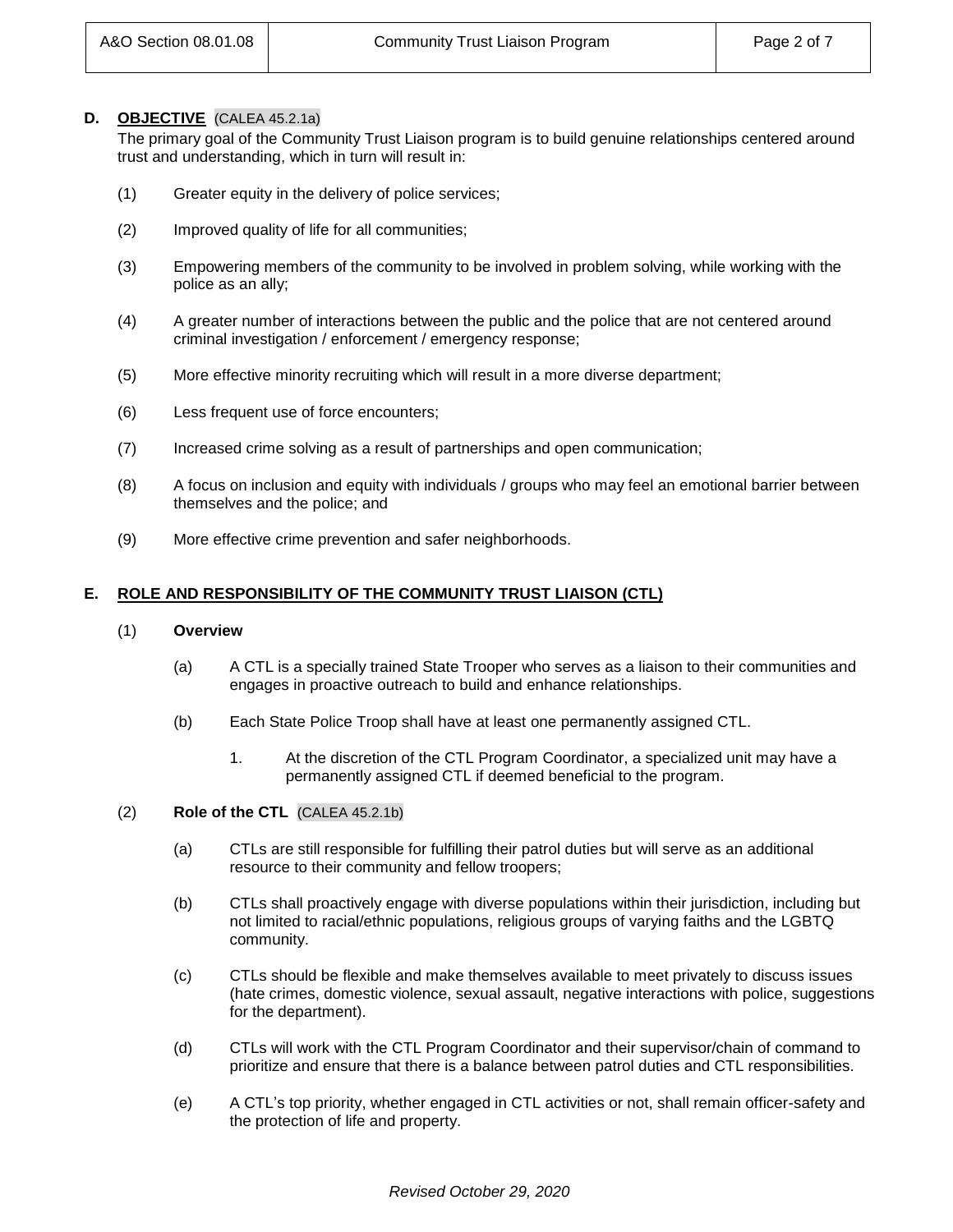**D. OBJECTIVE** (CALEA 45.2.1a)

The primary goal of the Community Trust Liaison program is to build genuine relationships centered around trust and understanding, which in turn will result in:

(1) Greater equity in the delivery of police services;

(2) Improved quality of life for all communities;

(3) Empowering members of the community to be involved in problem solving, while working with the police as an ally;

(4) A greater number of interactions between the public and the police that are not centered around criminal investigation / enforcement / emergency response;

(5) More effective minority recruiting which will result in a more diverse department;

(6) Less frequent use of force encounters;

(7) Increased crime solving as a result of partnerships and open communication;

(8) A focus on inclusion and equity with individuals / groups who may feel an emotional barrier between themselves and the police; and

(9) More effective crime prevention and safer neighborhoods.

**E. ROLE AND RESPONSIBILITY OF THE COMMUNITY TRUST LIAISON (CTL)**

(1) **Overview**

(a) A CTL is a specially trained State Trooper who serves as a liaison to their communities and engages in proactive outreach to build and enhance relationships.

(b) Each State Police Troop shall have at least one permanently assigned CTL.

1. At the discretion of the CTL Program Coordinator, a specialized unit may have a permanently assigned CTL if deemed beneficial to the program.

(2) **Role of the CTL** (CALEA 45.2.1b)

(a) CTLs are still responsible for fulfilling their patrol duties but will serve as an additional resource to their community and fellow troopers;

(b) CTLs shall proactively engage with diverse populations within their jurisdiction, including but not limited to racial/ethnic populations, religious groups of varying faiths and the LGBTQ community.

(c) CTLs should be flexible and make themselves available to meet privately to discuss issues (hate crimes, domestic violence, sexual assault, negative interactions with police, suggestions for the department).

(d) CTLs will work with the CTL Program Coordinator and their supervisor/chain of command to prioritize and ensure that there is a balance between patrol duties and CTL responsibilities.

(e) A CTL's top priority, whether engaged in CTL activities or not, shall remain officer-safety and the protection of life and property.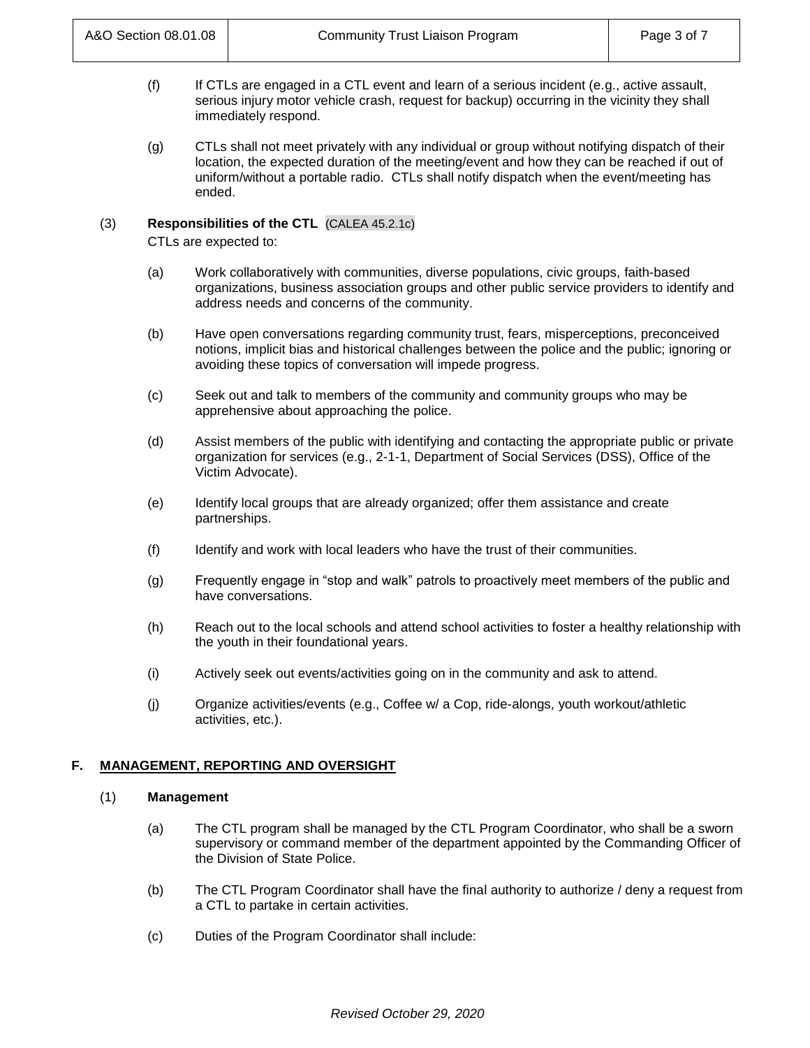(f) If CTLs are engaged in a CTL event and learn of a serious incident (e.g., active assault, serious injury motor vehicle crash, request for backup) occurring in the vicinity they shall immediately respond.

(g) CTLs shall not meet privately with any individual or group without notifying dispatch of their location, the expected duration of the meeting/event and how they can be reached if out of uniform/without a portable radio. CTLs shall notify dispatch when the event/meeting has ended.

(3) **Responsibilities of the CTL** (CALEA 45.2.1c)

CTLs are expected to:

(a) Work collaboratively with communities, diverse populations, civic groups, faith-based organizations, business association groups and other public service providers to identify and address needs and concerns of the community.

(b) Have open conversations regarding community trust, fears, misperceptions, preconceived notions, implicit bias and historical challenges between the police and the public; ignoring or avoiding these topics of conversation will impede progress.

(c) Seek out and talk to members of the community and community groups who may be apprehensive about approaching the police.

(d) Assist members of the public with identifying and contacting the appropriate public or private organization for services (e.g., 2-1-1, Department of Social Services (DSS), Office of the Victim Advocate).

(e) Identify local groups that are already organized; offer them assistance and create partnerships.

(f) Identify and work with local leaders who have the trust of their communities.

(g) Frequently engage in "stop and walk" patrols to proactively meet members of the public and have conversations.

(h) Reach out to the local schools and attend school activities to foster a healthy relationship with the youth in their foundational years.

(i) Actively seek out events/activities going on in the community and ask to attend.

(j) Organize activities/events (e.g., Coffee w/ a Cop, ride-alongs, youth workout/athletic activities, etc.).

## F. MANAGEMENT, REPORTING AND OVERSIGHT

(1) **Management**

(a) The CTL program shall be managed by the CTL Program Coordinator, who shall be a sworn supervisory or command member of the department appointed by the Commanding Officer of the Division of State Police.

(b) The CTL Program Coordinator shall have the final authority to authorize / deny a request from a CTL to partake in certain activities.

(c) Duties of the Program Coordinator shall include: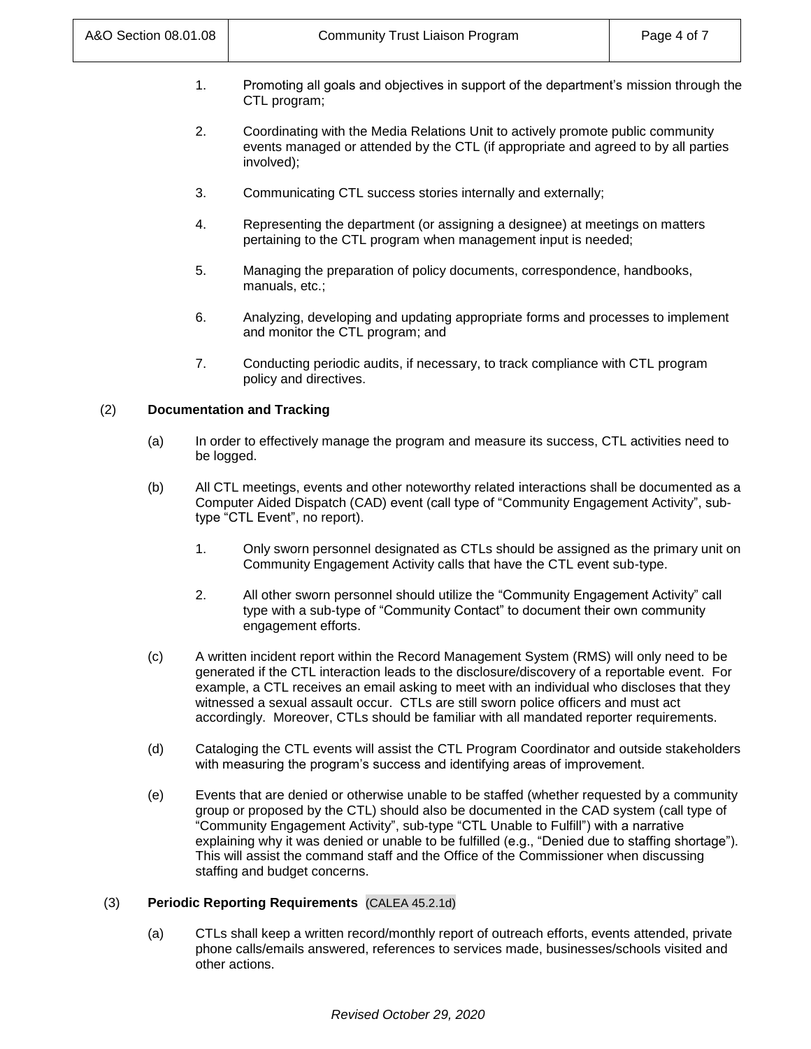1. Promoting all goals and objectives in support of the department's mission through the CTL program;

2. Coordinating with the Media Relations Unit to actively promote public community events managed or attended by the CTL (if appropriate and agreed to by all parties involved);

3. Communicating CTL success stories internally and externally;

4. Representing the department (or assigning a designee) at meetings on matters pertaining to the CTL program when management input is needed;

5. Managing the preparation of policy documents, correspondence, handbooks, manuals, etc.;

6. Analyzing, developing and updating appropriate forms and processes to implement and monitor the CTL program; and

7. Conducting periodic audits, if necessary, to track compliance with CTL program policy and directives.

(2) **Documentation and Tracking**

(a) In order to effectively manage the program and measure its success, CTL activities need to be logged.

(b) All CTL meetings, events and other noteworthy related interactions shall be documented as a Computer Aided Dispatch (CAD) event (call type of "Community Engagement Activity", sub-type "CTL Event", no report).

1. Only sworn personnel designated as CTLs should be assigned as the primary unit on Community Engagement Activity calls that have the CTL event sub-type.

2. All other sworn personnel should utilize the "Community Engagement Activity" call type with a sub-type of "Community Contact" to document their own community engagement efforts.

(c) A written incident report within the Record Management System (RMS) will only need to be generated if the CTL interaction leads to the disclosure/discovery of a reportable event. For example, a CTL receives an email asking to meet with an individual who discloses that they witnessed a sexual assault occur. CTLs are still sworn police officers and must act accordingly. Moreover, CTLs should be familiar with all mandated reporter requirements.

(d) Cataloging the CTL events will assist the CTL Program Coordinator and outside stakeholders with measuring the program's success and identifying areas of improvement.

(e) Events that are denied or otherwise unable to be staffed (whether requested by a community group or proposed by the CTL) should also be documented in the CAD system (call type of "Community Engagement Activity", sub-type "CTL Unable to Fulfill") with a narrative explaining why it was denied or unable to be fulfilled (e.g., "Denied due to staffing shortage"). This will assist the command staff and the Office of the Commissioner when discussing staffing and budget concerns.

(3) **Periodic Reporting Requirements** (CALEA 45.2.1d)

(a) CTLs shall keep a written record/monthly report of outreach efforts, events attended, private phone calls/emails answered, references to services made, businesses/schools visited and other actions.

*Revised October 29, 2020*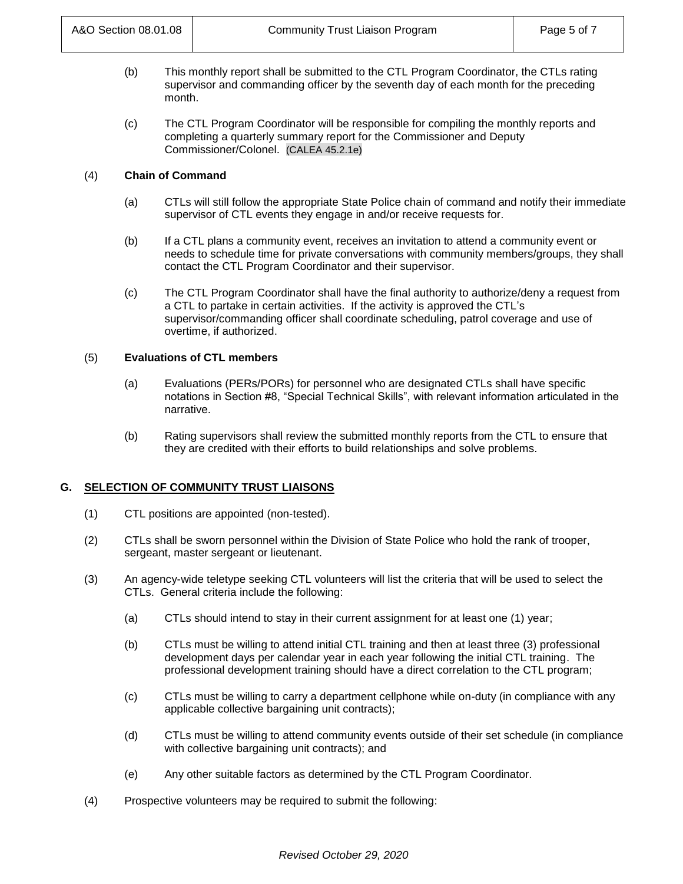(b) This monthly report shall be submitted to the CTL Program Coordinator, the CTLs rating supervisor and commanding officer by the seventh day of each month for the preceding month.

(c) The CTL Program Coordinator will be responsible for compiling the monthly reports and completing a quarterly summary report for the Commissioner and Deputy Commissioner/Colonel. (CALEA 45.2.1e)

(4) **Chain of Command**

(a) CTLs will still follow the appropriate State Police chain of command and notify their immediate supervisor of CTL events they engage in and/or receive requests for.

(b) If a CTL plans a community event, receives an invitation to attend a community event or needs to schedule time for private conversations with community members/groups, they shall contact the CTL Program Coordinator and their supervisor.

(c) The CTL Program Coordinator shall have the final authority to authorize/deny a request from a CTL to partake in certain activities. If the activity is approved the CTL's supervisor/commanding officer shall coordinate scheduling, patrol coverage and use of overtime, if authorized.

(5) **Evaluations of CTL members**

(a) Evaluations (PERs/PORs) for personnel who are designated CTLs shall have specific notations in Section #8, "Special Technical Skills", with relevant information articulated in the narrative.

(b) Rating supervisors shall review the submitted monthly reports from the CTL to ensure that they are credited with their efforts to build relationships and solve problems.

## G. SELECTION OF COMMUNITY TRUST LIAISONS

(1) CTL positions are appointed (non-tested).

(2) CTLs shall be sworn personnel within the Division of State Police who hold the rank of trooper, sergeant, master sergeant or lieutenant.

(3) An agency-wide teletype seeking CTL volunteers will list the criteria that will be used to select the CTLs. General criteria include the following:

(a) CTLs should intend to stay in their current assignment for at least one (1) year;

(b) CTLs must be willing to attend initial CTL training and then at least three (3) professional development days per calendar year in each year following the initial CTL training. The professional development training should have a direct correlation to the CTL program;

(c) CTLs must be willing to carry a department cellphone while on-duty (in compliance with any applicable collective bargaining unit contracts);

(d) CTLs must be willing to attend community events outside of their set schedule (in compliance with collective bargaining unit contracts); and

(e) Any other suitable factors as determined by the CTL Program Coordinator.

(4) Prospective volunteers may be required to submit the following: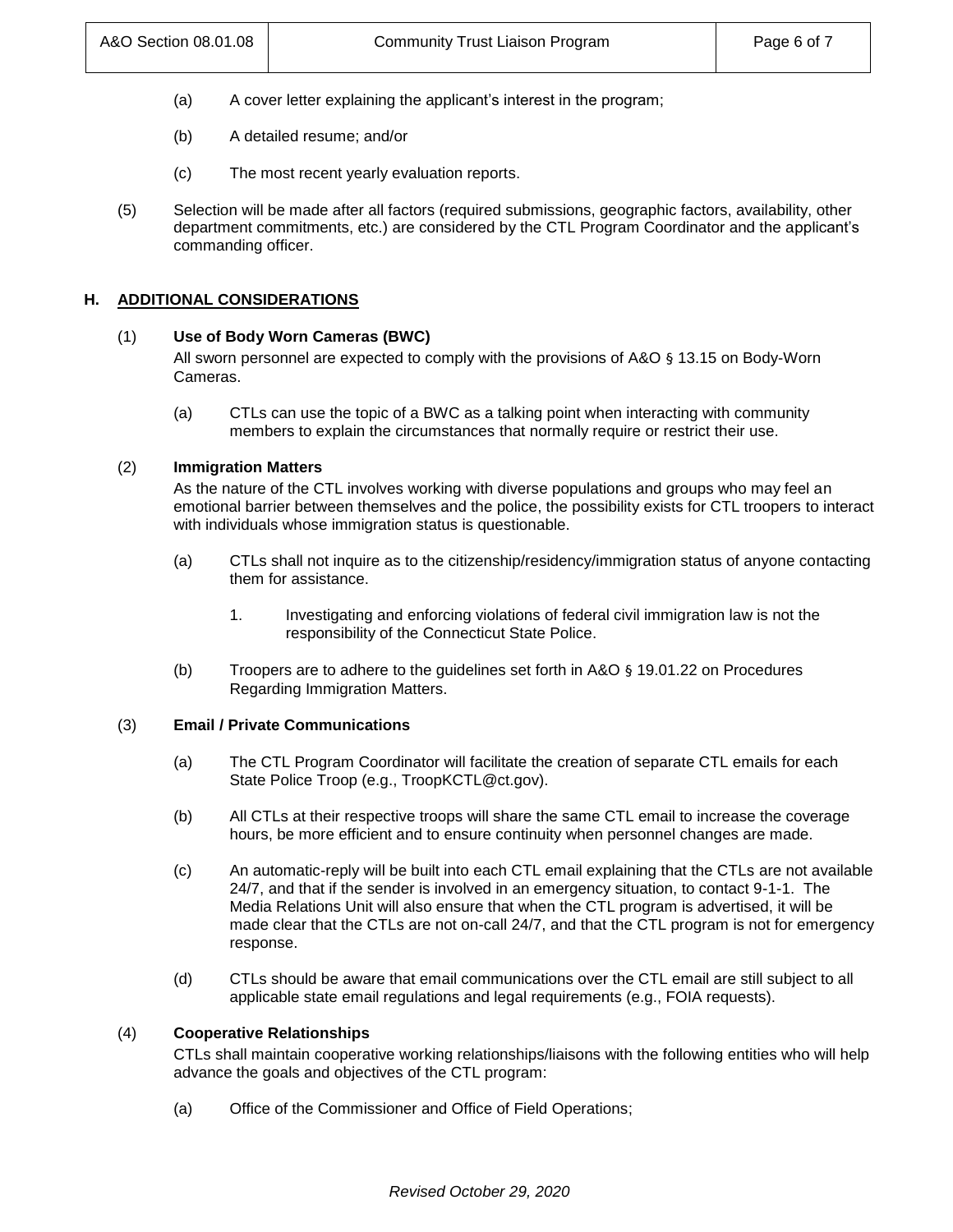(a) A cover letter explaining the applicant's interest in the program;

(b) A detailed resume; and/or

(c) The most recent yearly evaluation reports.

(5) Selection will be made after all factors (required submissions, geographic factors, availability, other department commitments, etc.) are considered by the CTL Program Coordinator and the applicant's commanding officer.

## H. ADDITIONAL CONSIDERATIONS

### (1) Use of Body Worn Cameras (BWC)

All sworn personnel are expected to comply with the provisions of A&O § 13.15 on Body-Worn Cameras.

(a) CTLs can use the topic of a BWC as a talking point when interacting with community members to explain the circumstances that normally require or restrict their use.

### (2) Immigration Matters

As the nature of the CTL involves working with diverse populations and groups who may feel an emotional barrier between themselves and the police, the possibility exists for CTL troopers to interact with individuals whose immigration status is questionable.

(a) CTLs shall not inquire as to the citizenship/residency/immigration status of anyone contacting them for assistance.

1. Investigating and enforcing violations of federal civil immigration law is not the responsibility of the Connecticut State Police.

(b) Troopers are to adhere to the guidelines set forth in A&O § 19.01.22 on Procedures Regarding Immigration Matters.

### (3) Email / Private Communications

(a) The CTL Program Coordinator will facilitate the creation of separate CTL emails for each State Police Troop (e.g., TroopKCTL@ct.gov).

(b) All CTLs at their respective troops will share the same CTL email to increase the coverage hours, be more efficient and to ensure continuity when personnel changes are made.

(c) An automatic-reply will be built into each CTL email explaining that the CTLs are not available 24/7, and that if the sender is involved in an emergency situation, to contact 9-1-1. The Media Relations Unit will also ensure that when the CTL program is advertised, it will be made clear that the CTLs are not on-call 24/7, and that the CTL program is not for emergency response.

(d) CTLs should be aware that email communications over the CTL email are still subject to all applicable state email regulations and legal requirements (e.g., FOIA requests).

### (4) Cooperative Relationships

CTLs shall maintain cooperative working relationships/liaisons with the following entities who will help advance the goals and objectives of the CTL program:

(a) Office of the Commissioner and Office of Field Operations;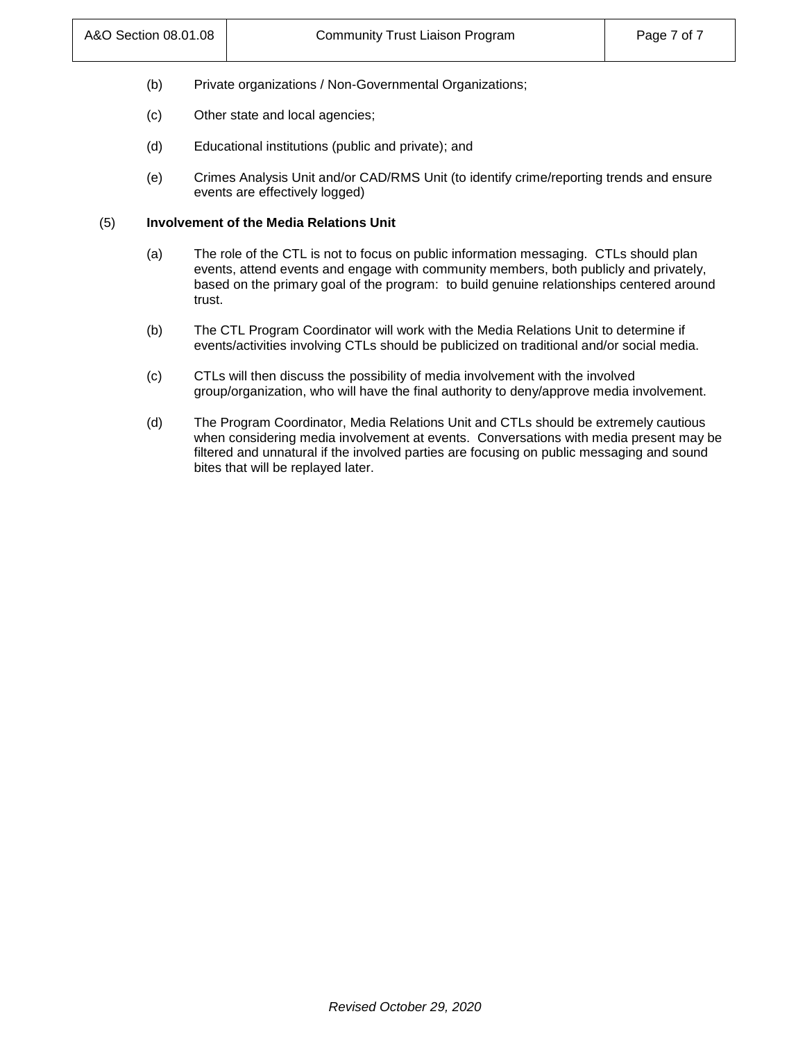(b) Private organizations / Non-Governmental Organizations;

(c) Other state and local agencies;

(d) Educational institutions (public and private); and

(e) Crimes Analysis Unit and/or CAD/RMS Unit (to identify crime/reporting trends and ensure events are effectively logged)

(5) **Involvement of the Media Relations Unit**

(a) The role of the CTL is not to focus on public information messaging. CTLs should plan events, attend events and engage with community members, both publicly and privately, based on the primary goal of the program: to build genuine relationships centered around trust.

(b) The CTL Program Coordinator will work with the Media Relations Unit to determine if events/activities involving CTLs should be publicized on traditional and/or social media.

(c) CTLs will then discuss the possibility of media involvement with the involved group/organization, who will have the final authority to deny/approve media involvement.

(d) The Program Coordinator, Media Relations Unit and CTLs should be extremely cautious when considering media involvement at events. Conversations with media present may be filtered and unnatural if the involved parties are focusing on public messaging and sound bites that will be replayed later.

*Revised October 29, 2020*